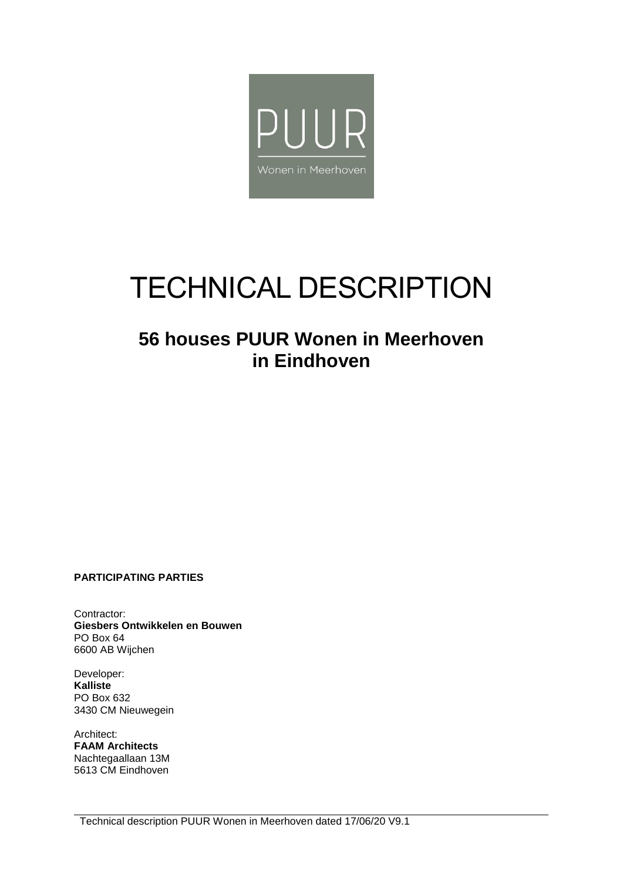PUUR

Wonen in Meerhoven

# TECHNICAL DESCRIPTION

## 56 houses PUUR Wonen in Meerhoven in Eindhoven

**PARTICIPATING PARTIES**

Contractor:
**Giesbers Ontwikkelen en Bouwen**
PO Box 64
6600 AB Wijchen

Developer:
**Kalliste**
PO Box 632
3430 CM Nieuwegein

Architect:
**FAAM Architects**
Nachtegaallaan 13M
5613 CM Eindhoven

Technical description PUUR Wonen in Meerhoven dated 17/06/20 V9.1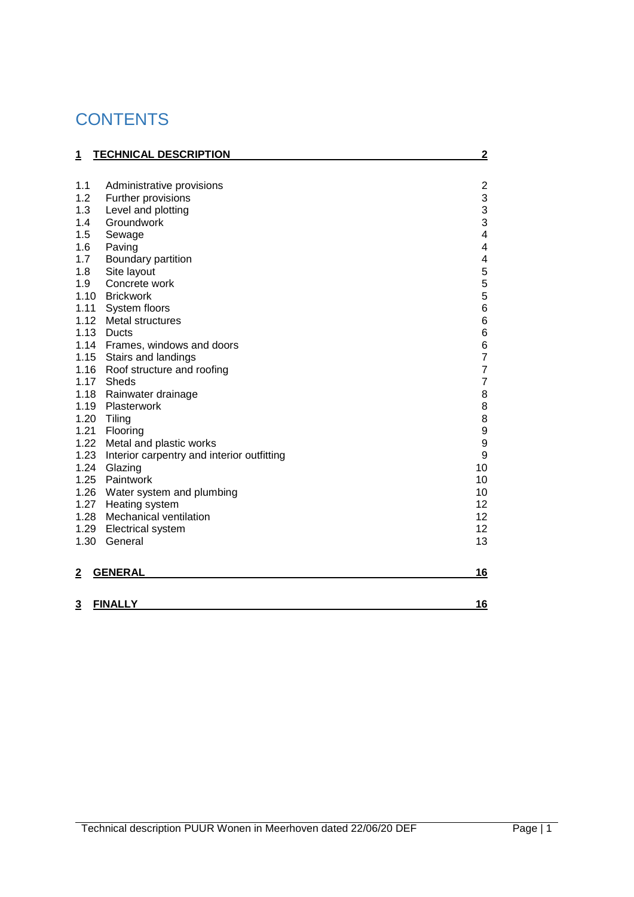# CONTENTS

| | | |
|---|---|---|
| **1** | **TECHNICAL DESCRIPTION** | **2** |
| 1.1 | Administrative provisions | 2 |
| 1.2 | Further provisions | 3 |
| 1.3 | Level and plotting | 3 |
| 1.4 | Groundwork | 3 |
| 1.5 | Sewage | 4 |
| 1.6 | Paving | 4 |
| 1.7 | Boundary partition | 4 |
| 1.8 | Site layout | 5 |
| 1.9 | Concrete work | 5 |
| 1.10 | Brickwork | 5 |
| 1.11 | System floors | 6 |
| 1.12 | Metal structures | 6 |
| 1.13 | Ducts | 6 |
| 1.14 | Frames, windows and doors | 6 |
| 1.15 | Stairs and landings | 7 |
| 1.16 | Roof structure and roofing | 7 |
| 1.17 | Sheds | 7 |
| 1.18 | Rainwater drainage | 8 |
| 1.19 | Plasterwork | 8 |
| 1.20 | Tiling | 8 |
| 1.21 | Flooring | 9 |
| 1.22 | Metal and plastic works | 9 |
| 1.23 | Interior carpentry and interior outfitting | 9 |
| 1.24 | Glazing | 10 |
| 1.25 | Paintwork | 10 |
| 1.26 | Water system and plumbing | 10 |
| 1.27 | Heating system | 12 |
| 1.28 | Mechanical ventilation | 12 |
| 1.29 | Electrical system | 12 |
| 1.30 | General | 13 |
| **2** | **GENERAL** | **16** |
| **3** | **FINALLY** | **16** |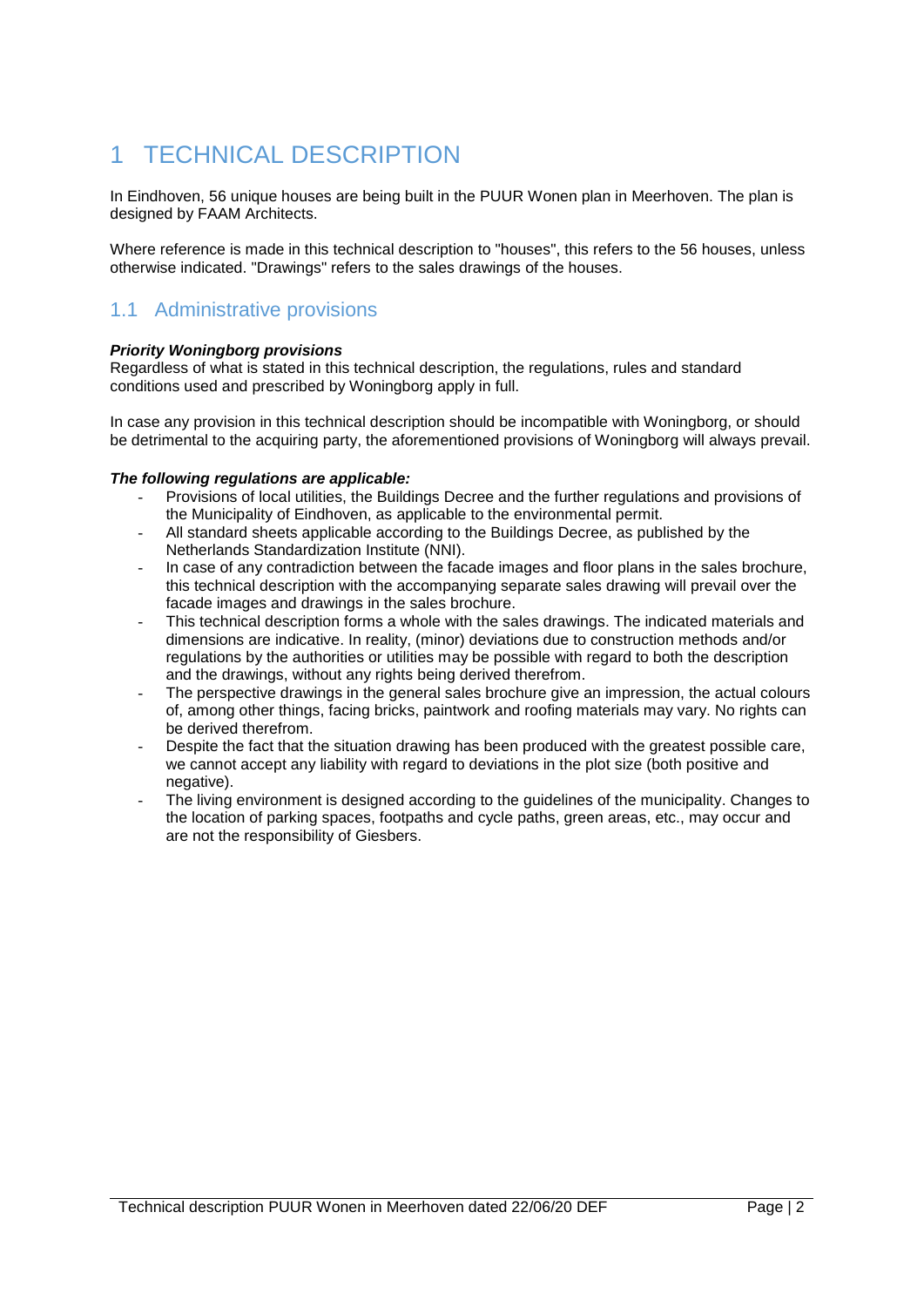# 1 TECHNICAL DESCRIPTION

In Eindhoven, 56 unique houses are being built in the PUUR Wonen plan in Meerhoven. The plan is designed by FAAM Architects.

Where reference is made in this technical description to "houses", this refers to the 56 houses, unless otherwise indicated. "Drawings" refers to the sales drawings of the houses.

## 1.1 Administrative provisions

***Priority Woningborg provisions***

Regardless of what is stated in this technical description, the regulations, rules and standard conditions used and prescribed by Woningborg apply in full.

In case any provision in this technical description should be incompatible with Woningborg, or should be detrimental to the acquiring party, the aforementioned provisions of Woningborg will always prevail.

***The following regulations are applicable:***

- Provisions of local utilities, the Buildings Decree and the further regulations and provisions of the Municipality of Eindhoven, as applicable to the environmental permit.
- All standard sheets applicable according to the Buildings Decree, as published by the Netherlands Standardization Institute (NNI).
- In case of any contradiction between the facade images and floor plans in the sales brochure, this technical description with the accompanying separate sales drawing will prevail over the facade images and drawings in the sales brochure.
- This technical description forms a whole with the sales drawings. The indicated materials and dimensions are indicative. In reality, (minor) deviations due to construction methods and/or regulations by the authorities or utilities may be possible with regard to both the description and the drawings, without any rights being derived therefrom.
- The perspective drawings in the general sales brochure give an impression, the actual colours of, among other things, facing bricks, paintwork and roofing materials may vary. No rights can be derived therefrom.
- Despite the fact that the situation drawing has been produced with the greatest possible care, we cannot accept any liability with regard to deviations in the plot size (both positive and negative).
- The living environment is designed according to the guidelines of the municipality. Changes to the location of parking spaces, footpaths and cycle paths, green areas, etc., may occur and are not the responsibility of Giesbers.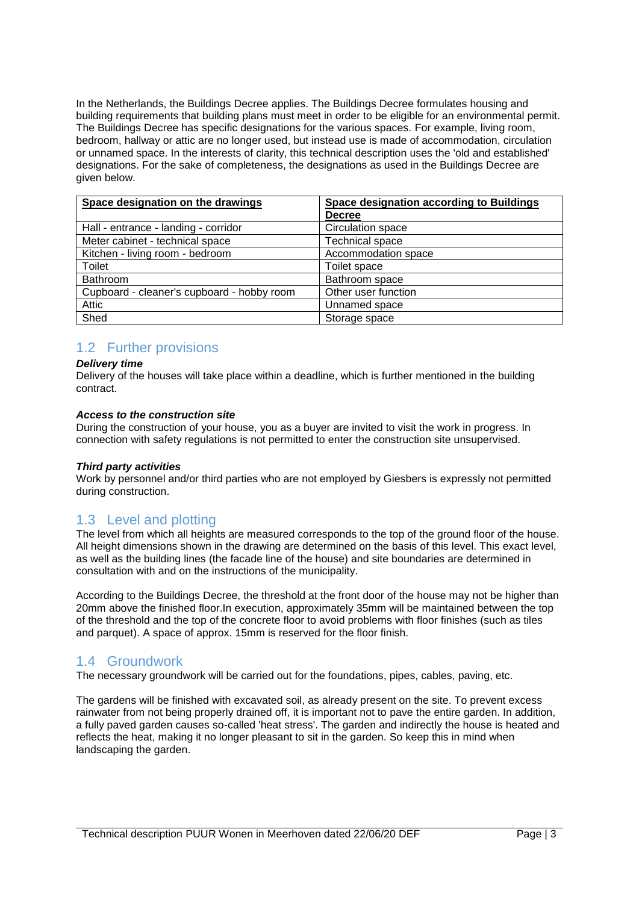In the Netherlands, the Buildings Decree applies. The Buildings Decree formulates housing and building requirements that building plans must meet in order to be eligible for an environmental permit. The Buildings Decree has specific designations for the various spaces. For example, living room, bedroom, hallway or attic are no longer used, but instead use is made of accommodation, circulation or unnamed space. In the interests of clarity, this technical description uses the 'old and established' designations. For the sake of completeness, the designations as used in the Buildings Decree are given below.

| Space designation on the drawings | Space designation according to Buildings Decree |
|---|---|
| Hall - entrance - landing - corridor | Circulation space |
| Meter cabinet - technical space | Technical space |
| Kitchen - living room - bedroom | Accommodation space |
| Toilet | Toilet space |
| Bathroom | Bathroom space |
| Cupboard - cleaner's cupboard - hobby room | Other user function |
| Attic | Unnamed space |
| Shed | Storage space |

## 1.2 Further provisions

***Delivery time***

Delivery of the houses will take place within a deadline, which is further mentioned in the building contract.

***Access to the construction site***

During the construction of your house, you as a buyer are invited to visit the work in progress. In connection with safety regulations is not permitted to enter the construction site unsupervised.

***Third party activities***

Work by personnel and/or third parties who are not employed by Giesbers is expressly not permitted during construction.

## 1.3 Level and plotting

The level from which all heights are measured corresponds to the top of the ground floor of the house. All height dimensions shown in the drawing are determined on the basis of this level. This exact level, as well as the building lines (the facade line of the house) and site boundaries are determined in consultation with and on the instructions of the municipality.

According to the Buildings Decree, the threshold at the front door of the house may not be higher than 20mm above the finished floor.In execution, approximately 35mm will be maintained between the top of the threshold and the top of the concrete floor to avoid problems with floor finishes (such as tiles and parquet). A space of approx. 15mm is reserved for the floor finish.

## 1.4 Groundwork

The necessary groundwork will be carried out for the foundations, pipes, cables, paving, etc.

The gardens will be finished with excavated soil, as already present on the site. To prevent excess rainwater from not being properly drained off, it is important not to pave the entire garden. In addition, a fully paved garden causes so-called 'heat stress'. The garden and indirectly the house is heated and reflects the heat, making it no longer pleasant to sit in the garden. So keep this in mind when landscaping the garden.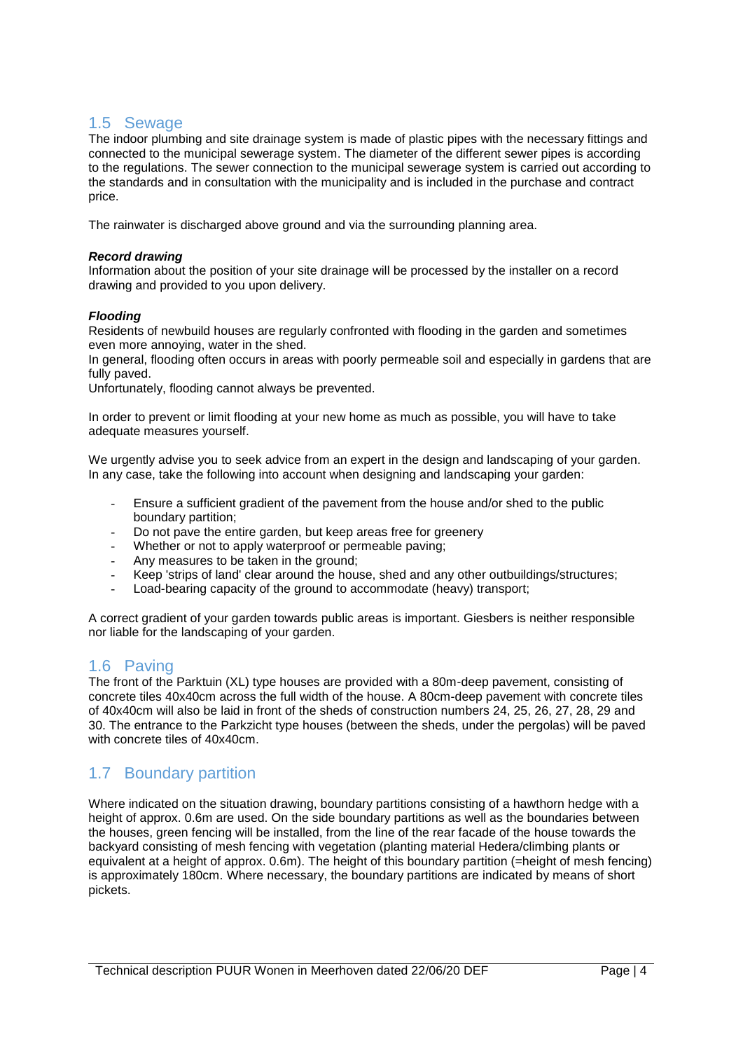## 1.5 Sewage

The indoor plumbing and site drainage system is made of plastic pipes with the necessary fittings and connected to the municipal sewerage system. The diameter of the different sewer pipes is according to the regulations. The sewer connection to the municipal sewerage system is carried out according to the standards and in consultation with the municipality and is included in the purchase and contract price.

The rainwater is discharged above ground and via the surrounding planning area.

***Record drawing***

Information about the position of your site drainage will be processed by the installer on a record drawing and provided to you upon delivery.

***Flooding***

Residents of newbuild houses are regularly confronted with flooding in the garden and sometimes even more annoying, water in the shed.

In general, flooding often occurs in areas with poorly permeable soil and especially in gardens that are fully paved.

Unfortunately, flooding cannot always be prevented.

In order to prevent or limit flooding at your new home as much as possible, you will have to take adequate measures yourself.

We urgently advise you to seek advice from an expert in the design and landscaping of your garden. In any case, take the following into account when designing and landscaping your garden:

- Ensure a sufficient gradient of the pavement from the house and/or shed to the public boundary partition;
- Do not pave the entire garden, but keep areas free for greenery
- Whether or not to apply waterproof or permeable paving;
- Any measures to be taken in the ground;
- Keep 'strips of land' clear around the house, shed and any other outbuildings/structures;
- Load-bearing capacity of the ground to accommodate (heavy) transport;

A correct gradient of your garden towards public areas is important. Giesbers is neither responsible nor liable for the landscaping of your garden.

## 1.6 Paving

The front of the Parktuin (XL) type houses are provided with a 80m-deep pavement, consisting of concrete tiles 40x40cm across the full width of the house. A 80cm-deep pavement with concrete tiles of 40x40cm will also be laid in front of the sheds of construction numbers 24, 25, 26, 27, 28, 29 and 30. The entrance to the Parkzicht type houses (between the sheds, under the pergolas) will be paved with concrete tiles of 40x40cm.

## 1.7 Boundary partition

Where indicated on the situation drawing, boundary partitions consisting of a hawthorn hedge with a height of approx. 0.6m are used. On the side boundary partitions as well as the boundaries between the houses, green fencing will be installed, from the line of the rear facade of the house towards the backyard consisting of mesh fencing with vegetation (planting material Hedera/climbing plants or equivalent at a height of approx. 0.6m). The height of this boundary partition (=height of mesh fencing) is approximately 180cm. Where necessary, the boundary partitions are indicated by means of short pickets.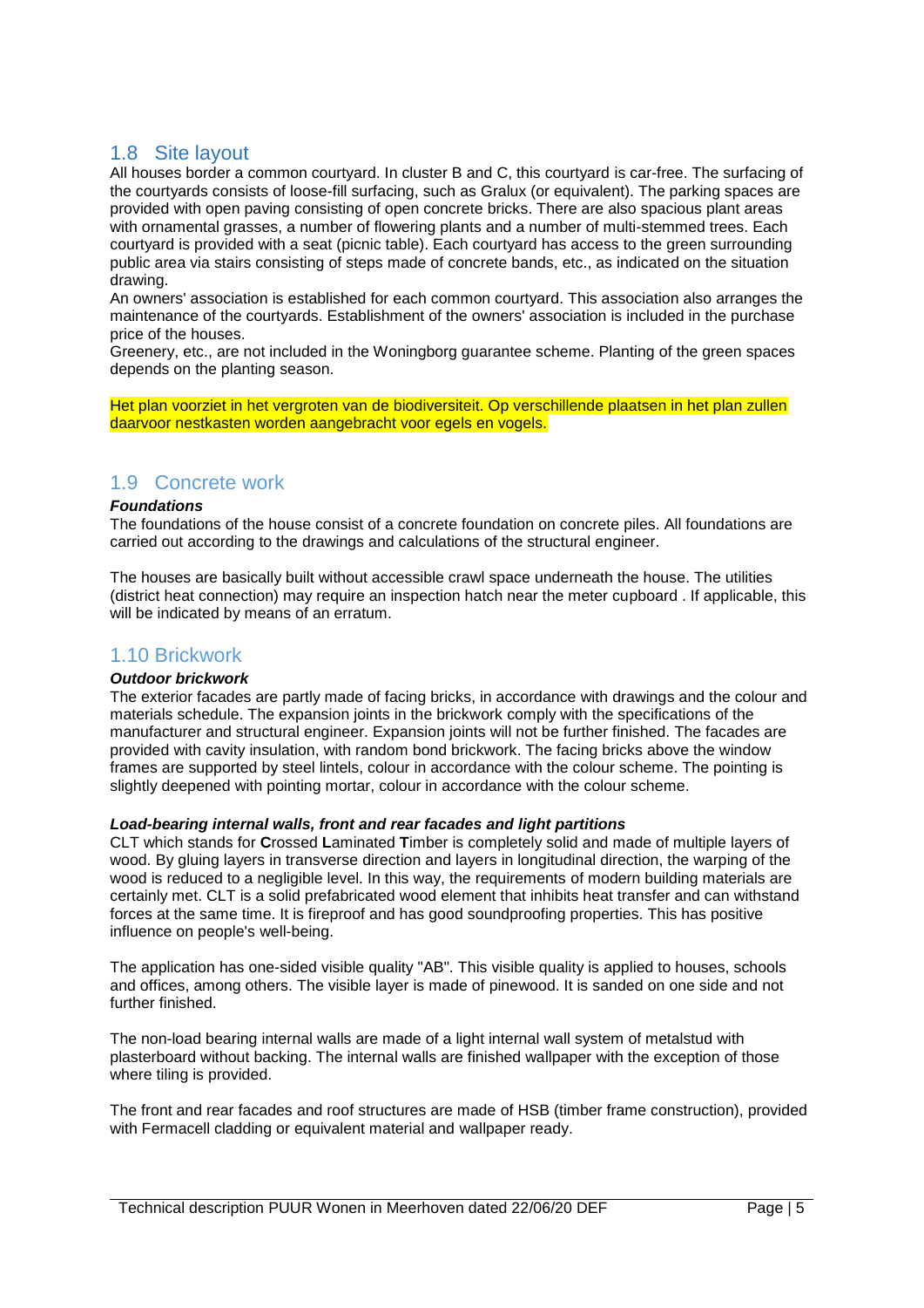## 1.8 Site layout

All houses border a common courtyard. In cluster B and C, this courtyard is car-free. The surfacing of the courtyards consists of loose-fill surfacing, such as Gralux (or equivalent). The parking spaces are provided with open paving consisting of open concrete bricks. There are also spacious plant areas with ornamental grasses, a number of flowering plants and a number of multi-stemmed trees. Each courtyard is provided with a seat (picnic table). Each courtyard has access to the green surrounding public area via stairs consisting of steps made of concrete bands, etc., as indicated on the situation drawing.

An owners' association is established for each common courtyard. This association also arranges the maintenance of the courtyards. Establishment of the owners' association is included in the purchase price of the houses.

Greenery, etc., are not included in the Woningborg guarantee scheme. Planting of the green spaces depends on the planting season.

Het plan voorziet in het vergroten van de biodiversiteit. Op verschillende plaatsen in het plan zullen daarvoor nestkasten worden aangebracht voor egels en vogels.

## 1.9 Concrete work

***Foundations***

The foundations of the house consist of a concrete foundation on concrete piles. All foundations are carried out according to the drawings and calculations of the structural engineer.

The houses are basically built without accessible crawl space underneath the house. The utilities (district heat connection) may require an inspection hatch near the meter cupboard . If applicable, this will be indicated by means of an erratum.

## 1.10 Brickwork

***Outdoor brickwork***

The exterior facades are partly made of facing bricks, in accordance with drawings and the colour and materials schedule. The expansion joints in the brickwork comply with the specifications of the manufacturer and structural engineer. Expansion joints will not be further finished. The facades are provided with cavity insulation, with random bond brickwork. The facing bricks above the window frames are supported by steel lintels, colour in accordance with the colour scheme. The pointing is slightly deepened with pointing mortar, colour in accordance with the colour scheme.

***Load-bearing internal walls, front and rear facades and light partitions***

CLT which stands for **C**rossed **L**aminated **T**imber is completely solid and made of multiple layers of wood. By gluing layers in transverse direction and layers in longitudinal direction, the warping of the wood is reduced to a negligible level. In this way, the requirements of modern building materials are certainly met. CLT is a solid prefabricated wood element that inhibits heat transfer and can withstand forces at the same time. It is fireproof and has good soundproofing properties. This has positive influence on people's well-being.

The application has one-sided visible quality "AB". This visible quality is applied to houses, schools and offices, among others. The visible layer is made of pinewood. It is sanded on one side and not further finished.

The non-load bearing internal walls are made of a light internal wall system of metalstud with plasterboard without backing. The internal walls are finished wallpaper with the exception of those where tiling is provided.

The front and rear facades and roof structures are made of HSB (timber frame construction), provided with Fermacell cladding or equivalent material and wallpaper ready.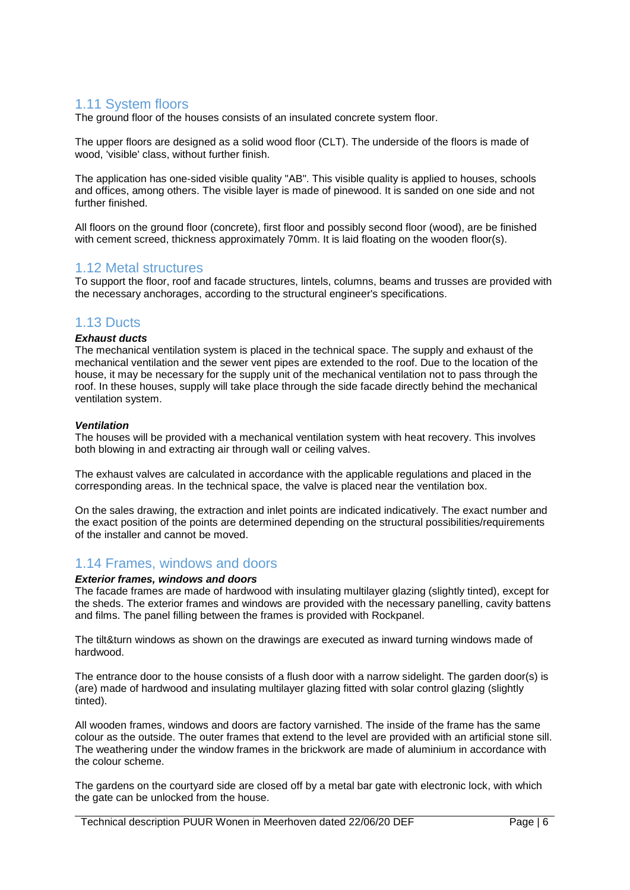## 1.11 System floors

The ground floor of the houses consists of an insulated concrete system floor.

The upper floors are designed as a solid wood floor (CLT). The underside of the floors is made of wood, 'visible' class, without further finish.

The application has one-sided visible quality "AB". This visible quality is applied to houses, schools and offices, among others. The visible layer is made of pinewood. It is sanded on one side and not further finished.

All floors on the ground floor (concrete), first floor and possibly second floor (wood), are be finished with cement screed, thickness approximately 70mm. It is laid floating on the wooden floor(s).

## 1.12 Metal structures

To support the floor, roof and facade structures, lintels, columns, beams and trusses are provided with the necessary anchorages, according to the structural engineer's specifications.

## 1.13 Ducts

***Exhaust ducts***

The mechanical ventilation system is placed in the technical space. The supply and exhaust of the mechanical ventilation and the sewer vent pipes are extended to the roof. Due to the location of the house, it may be necessary for the supply unit of the mechanical ventilation not to pass through the roof. In these houses, supply will take place through the side facade directly behind the mechanical ventilation system.

***Ventilation***

The houses will be provided with a mechanical ventilation system with heat recovery. This involves both blowing in and extracting air through wall or ceiling valves.

The exhaust valves are calculated in accordance with the applicable regulations and placed in the corresponding areas. In the technical space, the valve is placed near the ventilation box.

On the sales drawing, the extraction and inlet points are indicated indicatively. The exact number and the exact position of the points are determined depending on the structural possibilities/requirements of the installer and cannot be moved.

## 1.14 Frames, windows and doors

***Exterior frames, windows and doors***

The facade frames are made of hardwood with insulating multilayer glazing (slightly tinted), except for the sheds. The exterior frames and windows are provided with the necessary panelling, cavity battens and films. The panel filling between the frames is provided with Rockpanel.

The tilt&turn windows as shown on the drawings are executed as inward turning windows made of hardwood.

The entrance door to the house consists of a flush door with a narrow sidelight. The garden door(s) is (are) made of hardwood and insulating multilayer glazing fitted with solar control glazing (slightly tinted).

All wooden frames, windows and doors are factory varnished. The inside of the frame has the same colour as the outside. The outer frames that extend to the level are provided with an artificial stone sill. The weathering under the window frames in the brickwork are made of aluminium in accordance with the colour scheme.

The gardens on the courtyard side are closed off by a metal bar gate with electronic lock, with which the gate can be unlocked from the house.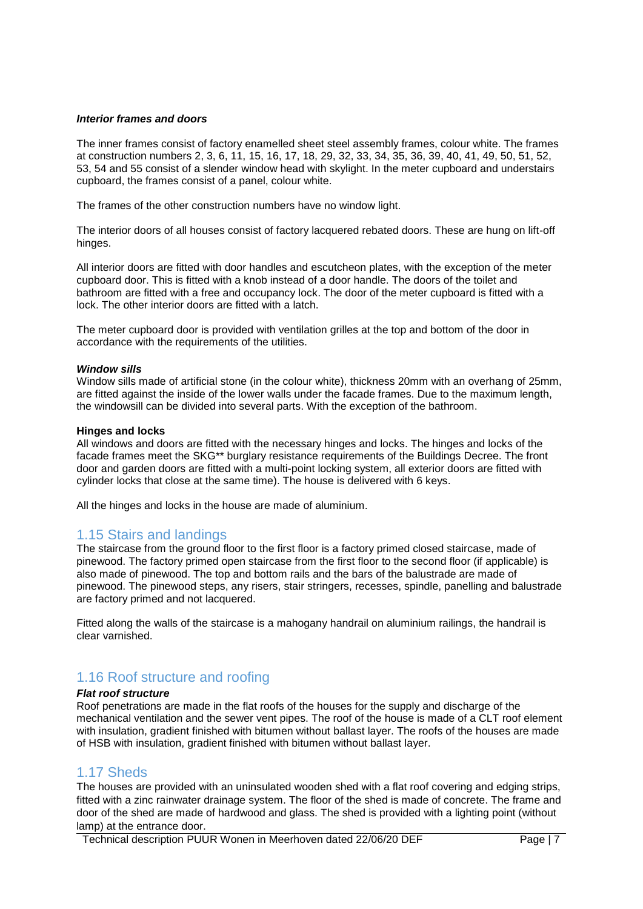#### *Interior frames and doors*

The inner frames consist of factory enamelled sheet steel assembly frames, colour white. The frames at construction numbers 2, 3, 6, 11, 15, 16, 17, 18, 29, 32, 33, 34, 35, 36, 39, 40, 41, 49, 50, 51, 52, 53, 54 and 55 consist of a slender window head with skylight. In the meter cupboard and understairs cupboard, the frames consist of a panel, colour white.

The frames of the other construction numbers have no window light.

The interior doors of all houses consist of factory lacquered rebated doors. These are hung on lift-off hinges.

All interior doors are fitted with door handles and escutcheon plates, with the exception of the meter cupboard door. This is fitted with a knob instead of a door handle. The doors of the toilet and bathroom are fitted with a free and occupancy lock. The door of the meter cupboard is fitted with a lock. The other interior doors are fitted with a latch.

The meter cupboard door is provided with ventilation grilles at the top and bottom of the door in accordance with the requirements of the utilities.

#### *Window sills*

Window sills made of artificial stone (in the colour white), thickness 20mm with an overhang of 25mm, are fitted against the inside of the lower walls under the facade frames. Due to the maximum length, the windowsill can be divided into several parts. With the exception of the bathroom.

#### **Hinges and locks**

All windows and doors are fitted with the necessary hinges and locks. The hinges and locks of the facade frames meet the SKG** burglary resistance requirements of the Buildings Decree. The front door and garden doors are fitted with a multi-point locking system, all exterior doors are fitted with cylinder locks that close at the same time). The house is delivered with 6 keys.

All the hinges and locks in the house are made of aluminium.

## 1.15 Stairs and landings

The staircase from the ground floor to the first floor is a factory primed closed staircase, made of pinewood. The factory primed open staircase from the first floor to the second floor (if applicable) is also made of pinewood. The top and bottom rails and the bars of the balustrade are made of pinewood. The pinewood steps, any risers, stair stringers, recesses, spindle, panelling and balustrade are factory primed and not lacquered.

Fitted along the walls of the staircase is a mahogany handrail on aluminium railings, the handrail is clear varnished.

## 1.16 Roof structure and roofing

#### *Flat roof structure*

Roof penetrations are made in the flat roofs of the houses for the supply and discharge of the mechanical ventilation and the sewer vent pipes. The roof of the house is made of a CLT roof element with insulation, gradient finished with bitumen without ballast layer. The roofs of the houses are made of HSB with insulation, gradient finished with bitumen without ballast layer.

## 1.17 Sheds

The houses are provided with an uninsulated wooden shed with a flat roof covering and edging strips, fitted with a zinc rainwater drainage system. The floor of the shed is made of concrete. The frame and door of the shed are made of hardwood and glass. The shed is provided with a lighting point (without lamp) at the entrance door.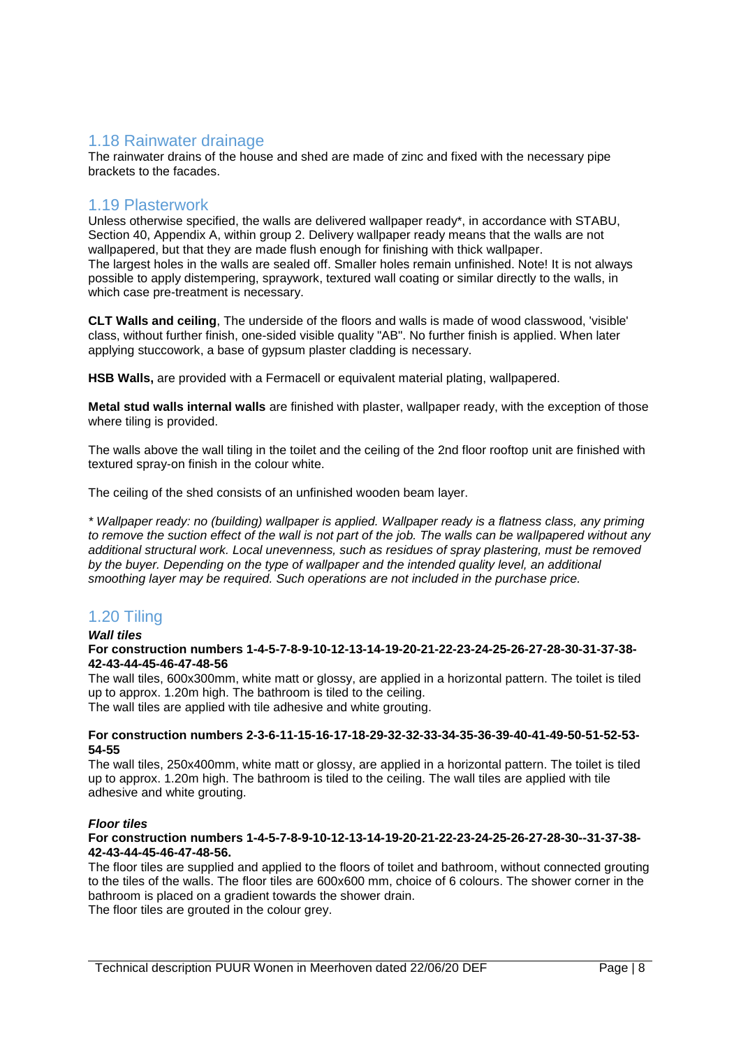## 1.18 Rainwater drainage

The rainwater drains of the house and shed are made of zinc and fixed with the necessary pipe brackets to the facades.

## 1.19 Plasterwork

Unless otherwise specified, the walls are delivered wallpaper ready*, in accordance with STABU, Section 40, Appendix A, within group 2. Delivery wallpaper ready means that the walls are not wallpapered, but that they are made flush enough for finishing with thick wallpaper.
The largest holes in the walls are sealed off. Smaller holes remain unfinished. Note! It is not always possible to apply distempering, spraywork, textured wall coating or similar directly to the walls, in which case pre-treatment is necessary.

**CLT Walls and ceiling**, The underside of the floors and walls is made of wood classwood, 'visible' class, without further finish, one-sided visible quality "AB". No further finish is applied. When later applying stuccowork, a base of gypsum plaster cladding is necessary.

**HSB Walls,** are provided with a Fermacell or equivalent material plating, wallpapered.

**Metal stud walls internal walls** are finished with plaster, wallpaper ready, with the exception of those where tiling is provided.

The walls above the wall tiling in the toilet and the ceiling of the 2nd floor rooftop unit are finished with textured spray-on finish in the colour white.

The ceiling of the shed consists of an unfinished wooden beam layer.

*\* Wallpaper ready: no (building) wallpaper is applied. Wallpaper ready is a flatness class, any priming to remove the suction effect of the wall is not part of the job. The walls can be wallpapered without any additional structural work. Local unevenness, such as residues of spray plastering, must be removed by the buyer. Depending on the type of wallpaper and the intended quality level, an additional smoothing layer may be required. Such operations are not included in the purchase price.*

## 1.20 Tiling

***Wall tiles***

**For construction numbers 1-4-5-7-8-9-10-12-13-14-19-20-21-22-23-24-25-26-27-28-30-31-37-38-42-43-44-45-46-47-48-56**

The wall tiles, 600x300mm, white matt or glossy, are applied in a horizontal pattern. The toilet is tiled up to approx. 1.20m high. The bathroom is tiled to the ceiling.
The wall tiles are applied with tile adhesive and white grouting.

**For construction numbers 2-3-6-11-15-16-17-18-29-32-32-33-34-35-36-39-40-41-49-50-51-52-53-54-55**

The wall tiles, 250x400mm, white matt or glossy, are applied in a horizontal pattern. The toilet is tiled up to approx. 1.20m high. The bathroom is tiled to the ceiling. The wall tiles are applied with tile adhesive and white grouting.

***Floor tiles***

**For construction numbers 1-4-5-7-8-9-10-12-13-14-19-20-21-22-23-24-25-26-27-28-30--31-37-38-42-43-44-45-46-47-48-56.**

The floor tiles are supplied and applied to the floors of toilet and bathroom, without connected grouting to the tiles of the walls. The floor tiles are 600x600 mm, choice of 6 colours. The shower corner in the bathroom is placed on a gradient towards the shower drain.
The floor tiles are grouted in the colour grey.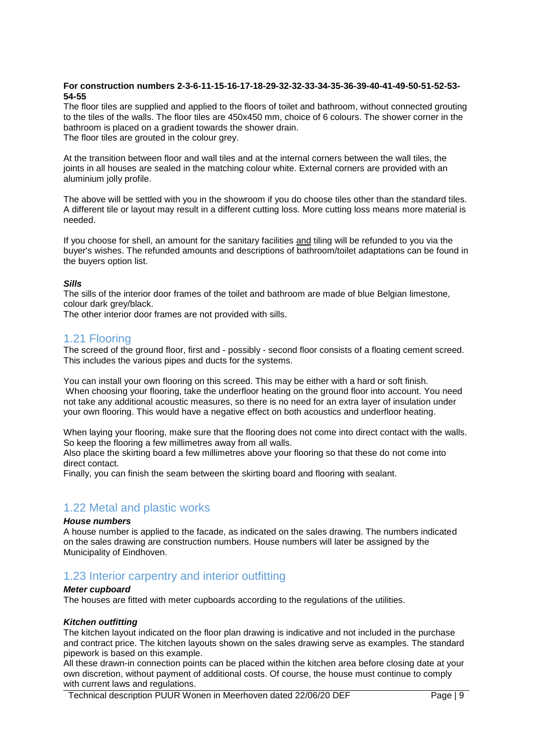**For construction numbers 2-3-6-11-15-16-17-18-29-32-32-33-34-35-36-39-40-41-49-50-51-52-53-54-55**

The floor tiles are supplied and applied to the floors of toilet and bathroom, without connected grouting to the tiles of the walls. The floor tiles are 450x450 mm, choice of 6 colours. The shower corner in the bathroom is placed on a gradient towards the shower drain.
The floor tiles are grouted in the colour grey.

At the transition between floor and wall tiles and at the internal corners between the wall tiles, the joints in all houses are sealed in the matching colour white. External corners are provided with an aluminium jolly profile.

The above will be settled with you in the showroom if you do choose tiles other than the standard tiles. A different tile or layout may result in a different cutting loss. More cutting loss means more material is needed.

If you choose for shell, an amount for the sanitary facilities and tiling will be refunded to you via the buyer's wishes. The refunded amounts and descriptions of bathroom/toilet adaptations can be found in the buyers option list.

***Sills***

The sills of the interior door frames of the toilet and bathroom are made of blue Belgian limestone, colour dark grey/black.
The other interior door frames are not provided with sills.

## 1.21 Flooring

The screed of the ground floor, first and - possibly - second floor consists of a floating cement screed. This includes the various pipes and ducts for the systems.

You can install your own flooring on this screed. This may be either with a hard or soft finish.
When choosing your flooring, take the underfloor heating on the ground floor into account. You need not take any additional acoustic measures, so there is no need for an extra layer of insulation under your own flooring. This would have a negative effect on both acoustics and underfloor heating.

When laying your flooring, make sure that the flooring does not come into direct contact with the walls. So keep the flooring a few millimetres away from all walls.
Also place the skirting board a few millimetres above your flooring so that these do not come into direct contact.
Finally, you can finish the seam between the skirting board and flooring with sealant.

## 1.22 Metal and plastic works

***House numbers***

A house number is applied to the facade, as indicated on the sales drawing. The numbers indicated on the sales drawing are construction numbers. House numbers will later be assigned by the Municipality of Eindhoven.

## 1.23 Interior carpentry and interior outfitting

***Meter cupboard***

The houses are fitted with meter cupboards according to the regulations of the utilities.

***Kitchen outfitting***

The kitchen layout indicated on the floor plan drawing is indicative and not included in the purchase and contract price. The kitchen layouts shown on the sales drawing serve as examples. The standard pipework is based on this example.
All these drawn-in connection points can be placed within the kitchen area before closing date at your own discretion, without payment of additional costs. Of course, the house must continue to comply with current laws and regulations.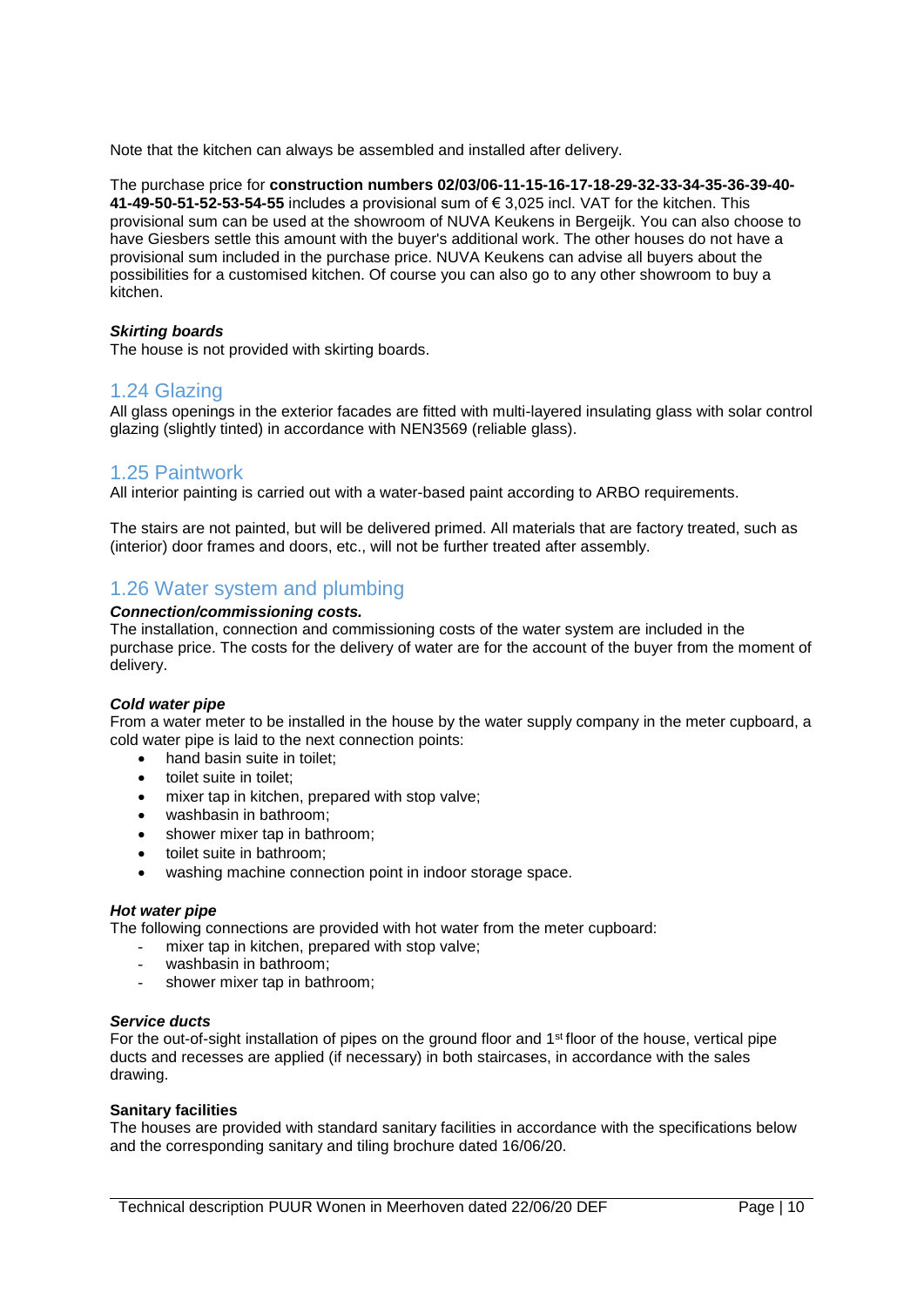Note that the kitchen can always be assembled and installed after delivery.

The purchase price for **construction numbers 02/03/06-11-15-16-17-18-29-32-33-34-35-36-39-40-41-49-50-51-52-53-54-55** includes a provisional sum of € 3,025 incl. VAT for the kitchen. This provisional sum can be used at the showroom of NUVA Keukens in Bergeijk. You can also choose to have Giesbers settle this amount with the buyer's additional work. The other houses do not have a provisional sum included in the purchase price. NUVA Keukens can advise all buyers about the possibilities for a customised kitchen. Of course you can also go to any other showroom to buy a kitchen.

***Skirting boards***

The house is not provided with skirting boards.

## 1.24 Glazing

All glass openings in the exterior facades are fitted with multi-layered insulating glass with solar control glazing (slightly tinted) in accordance with NEN3569 (reliable glass).

## 1.25 Paintwork

All interior painting is carried out with a water-based paint according to ARBO requirements.

The stairs are not painted, but will be delivered primed. All materials that are factory treated, such as (interior) door frames and doors, etc., will not be further treated after assembly.

## 1.26 Water system and plumbing

***Connection/commissioning costs.***

The installation, connection and commissioning costs of the water system are included in the purchase price. The costs for the delivery of water are for the account of the buyer from the moment of delivery.

***Cold water pipe***

From a water meter to be installed in the house by the water supply company in the meter cupboard, a cold water pipe is laid to the next connection points:

- hand basin suite in toilet;
- toilet suite in toilet;
- mixer tap in kitchen, prepared with stop valve;
- washbasin in bathroom;
- shower mixer tap in bathroom;
- toilet suite in bathroom;
- washing machine connection point in indoor storage space.

***Hot water pipe***

The following connections are provided with hot water from the meter cupboard:

- mixer tap in kitchen, prepared with stop valve;
- washbasin in bathroom;
- shower mixer tap in bathroom;

***Service ducts***

For the out-of-sight installation of pipes on the ground floor and 1st floor of the house, vertical pipe ducts and recesses are applied (if necessary) in both staircases, in accordance with the sales drawing.

**Sanitary facilities**

The houses are provided with standard sanitary facilities in accordance with the specifications below and the corresponding sanitary and tiling brochure dated 16/06/20.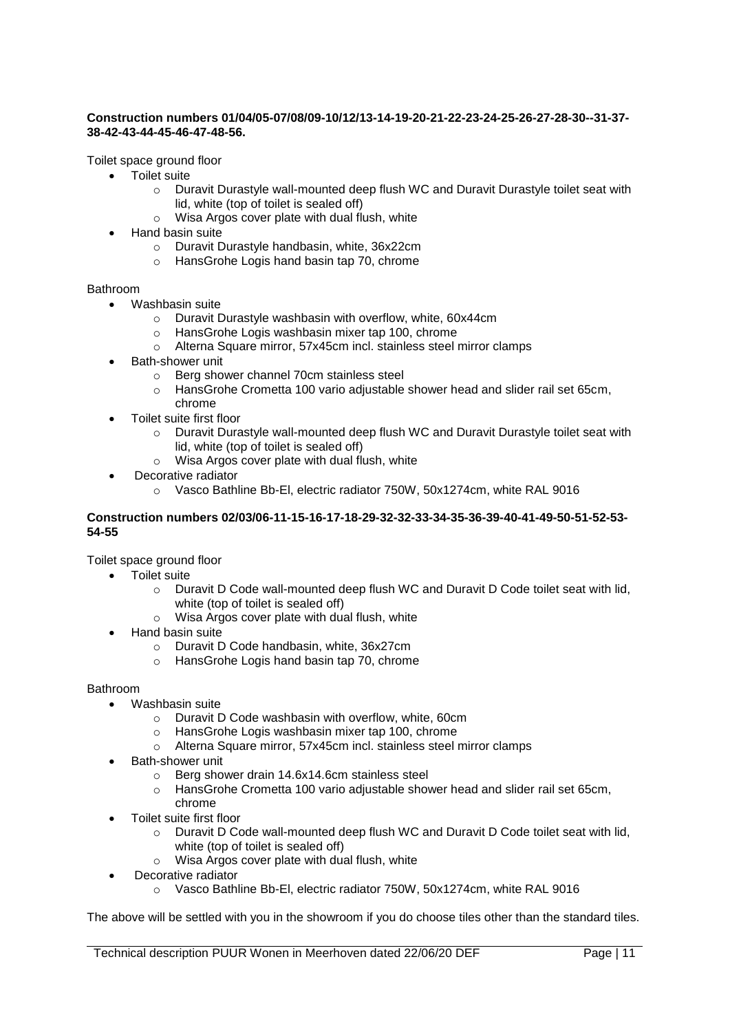**Construction numbers 01/04/05-07/08/09-10/12/13-14-19-20-21-22-23-24-25-26-27-28-30--31-37-38-42-43-44-45-46-47-48-56.**

Toilet space ground floor

- Toilet suite
  - Duravit Durastyle wall-mounted deep flush WC and Duravit Durastyle toilet seat with lid, white (top of toilet is sealed off)
  - Wisa Argos cover plate with dual flush, white
- Hand basin suite
  - Duravit Durastyle handbasin, white, 36x22cm
  - HansGrohe Logis hand basin tap 70, chrome

Bathroom

- Washbasin suite
  - Duravit Durastyle washbasin with overflow, white, 60x44cm
  - HansGrohe Logis washbasin mixer tap 100, chrome
  - Alterna Square mirror, 57x45cm incl. stainless steel mirror clamps
- Bath-shower unit
  - Berg shower channel 70cm stainless steel
  - HansGrohe Crometta 100 vario adjustable shower head and slider rail set 65cm, chrome
- Toilet suite first floor
  - Duravit Durastyle wall-mounted deep flush WC and Duravit Durastyle toilet seat with lid, white (top of toilet is sealed off)
  - Wisa Argos cover plate with dual flush, white
- Decorative radiator
  - Vasco Bathline Bb-El, electric radiator 750W, 50x1274cm, white RAL 9016

**Construction numbers 02/03/06-11-15-16-17-18-29-32-32-33-34-35-36-39-40-41-49-50-51-52-53-54-55**

Toilet space ground floor

- Toilet suite
  - Duravit D Code wall-mounted deep flush WC and Duravit D Code toilet seat with lid, white (top of toilet is sealed off)
  - Wisa Argos cover plate with dual flush, white
- Hand basin suite
  - Duravit D Code handbasin, white, 36x27cm
  - HansGrohe Logis hand basin tap 70, chrome

Bathroom

- Washbasin suite
  - Duravit D Code washbasin with overflow, white, 60cm
  - HansGrohe Logis washbasin mixer tap 100, chrome
  - Alterna Square mirror, 57x45cm incl. stainless steel mirror clamps
- Bath-shower unit
  - Berg shower drain 14.6x14.6cm stainless steel
  - HansGrohe Crometta 100 vario adjustable shower head and slider rail set 65cm, chrome
- Toilet suite first floor
  - Duravit D Code wall-mounted deep flush WC and Duravit D Code toilet seat with lid, white (top of toilet is sealed off)
  - Wisa Argos cover plate with dual flush, white
- Decorative radiator
  - Vasco Bathline Bb-El, electric radiator 750W, 50x1274cm, white RAL 9016

The above will be settled with you in the showroom if you do choose tiles other than the standard tiles.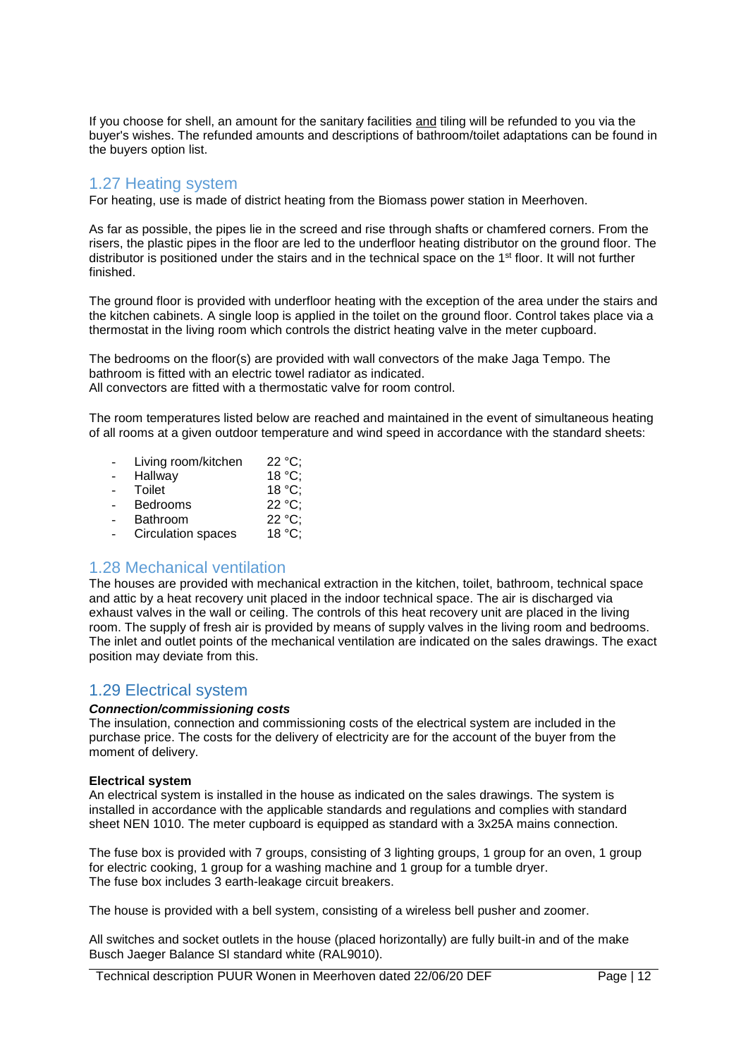If you choose for shell, an amount for the sanitary facilities and tiling will be refunded to you via the buyer's wishes. The refunded amounts and descriptions of bathroom/toilet adaptations can be found in the buyers option list.

## 1.27 Heating system

For heating, use is made of district heating from the Biomass power station in Meerhoven.

As far as possible, the pipes lie in the screed and rise through shafts or chamfered corners. From the risers, the plastic pipes in the floor are led to the underfloor heating distributor on the ground floor. The distributor is positioned under the stairs and in the technical space on the 1st floor. It will not further finished.

The ground floor is provided with underfloor heating with the exception of the area under the stairs and the kitchen cabinets. A single loop is applied in the toilet on the ground floor. Control takes place via a thermostat in the living room which controls the district heating valve in the meter cupboard.

The bedrooms on the floor(s) are provided with wall convectors of the make Jaga Tempo. The bathroom is fitted with an electric towel radiator as indicated.
All convectors are fitted with a thermostatic valve for room control.

The room temperatures listed below are reached and maintained in the event of simultaneous heating of all rooms at a given outdoor temperature and wind speed in accordance with the standard sheets:

- Living room/kitchen 22 °C;
- Hallway 18 °C;
- Toilet 18 °C;
- Bedrooms 22 °C;
- Bathroom 22 °C;
- Circulation spaces 18 °C;

## 1.28 Mechanical ventilation

The houses are provided with mechanical extraction in the kitchen, toilet, bathroom, technical space and attic by a heat recovery unit placed in the indoor technical space. The air is discharged via exhaust valves in the wall or ceiling. The controls of this heat recovery unit are placed in the living room. The supply of fresh air is provided by means of supply valves in the living room and bedrooms. The inlet and outlet points of the mechanical ventilation are indicated on the sales drawings. The exact position may deviate from this.

## 1.29 Electrical system

***Connection/commissioning costs***

The insulation, connection and commissioning costs of the electrical system are included in the purchase price. The costs for the delivery of electricity are for the account of the buyer from the moment of delivery.

**Electrical system**

An electrical system is installed in the house as indicated on the sales drawings. The system is installed in accordance with the applicable standards and regulations and complies with standard sheet NEN 1010. The meter cupboard is equipped as standard with a 3x25A mains connection.

The fuse box is provided with 7 groups, consisting of 3 lighting groups, 1 group for an oven, 1 group for electric cooking, 1 group for a washing machine and 1 group for a tumble dryer.
The fuse box includes 3 earth-leakage circuit breakers.

The house is provided with a bell system, consisting of a wireless bell pusher and zoomer.

All switches and socket outlets in the house (placed horizontally) are fully built-in and of the make Busch Jaeger Balance SI standard white (RAL9010).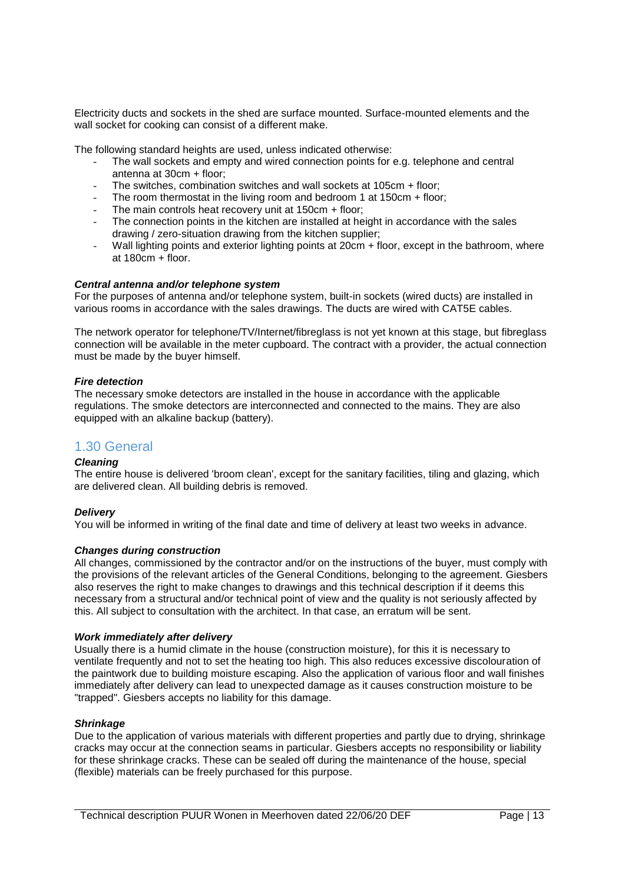Electricity ducts and sockets in the shed are surface mounted. Surface-mounted elements and the wall socket for cooking can consist of a different make.

The following standard heights are used, unless indicated otherwise:

- The wall sockets and empty and wired connection points for e.g. telephone and central antenna at 30cm + floor;
- The switches, combination switches and wall sockets at 105cm + floor;
- The room thermostat in the living room and bedroom 1 at 150cm + floor;
- The main controls heat recovery unit at 150cm + floor;
- The connection points in the kitchen are installed at height in accordance with the sales drawing / zero-situation drawing from the kitchen supplier;
- Wall lighting points and exterior lighting points at 20cm + floor, except in the bathroom, where at 180cm + floor.

***Central antenna and/or telephone system***

For the purposes of antenna and/or telephone system, built-in sockets (wired ducts) are installed in various rooms in accordance with the sales drawings. The ducts are wired with CAT5E cables.

The network operator for telephone/TV/Internet/fibreglass is not yet known at this stage, but fibreglass connection will be available in the meter cupboard. The contract with a provider, the actual connection must be made by the buyer himself.

***Fire detection***

The necessary smoke detectors are installed in the house in accordance with the applicable regulations. The smoke detectors are interconnected and connected to the mains. They are also equipped with an alkaline backup (battery).

## 1.30 General

***Cleaning***

The entire house is delivered 'broom clean', except for the sanitary facilities, tiling and glazing, which are delivered clean. All building debris is removed.

***Delivery***

You will be informed in writing of the final date and time of delivery at least two weeks in advance.

***Changes during construction***

All changes, commissioned by the contractor and/or on the instructions of the buyer, must comply with the provisions of the relevant articles of the General Conditions, belonging to the agreement. Giesbers also reserves the right to make changes to drawings and this technical description if it deems this necessary from a structural and/or technical point of view and the quality is not seriously affected by this. All subject to consultation with the architect. In that case, an erratum will be sent.

***Work immediately after delivery***

Usually there is a humid climate in the house (construction moisture), for this it is necessary to ventilate frequently and not to set the heating too high. This also reduces excessive discolouration of the paintwork due to building moisture escaping. Also the application of various floor and wall finishes immediately after delivery can lead to unexpected damage as it causes construction moisture to be "trapped". Giesbers accepts no liability for this damage.

***Shrinkage***

Due to the application of various materials with different properties and partly due to drying, shrinkage cracks may occur at the connection seams in particular. Giesbers accepts no responsibility or liability for these shrinkage cracks. These can be sealed off during the maintenance of the house, special (flexible) materials can be freely purchased for this purpose.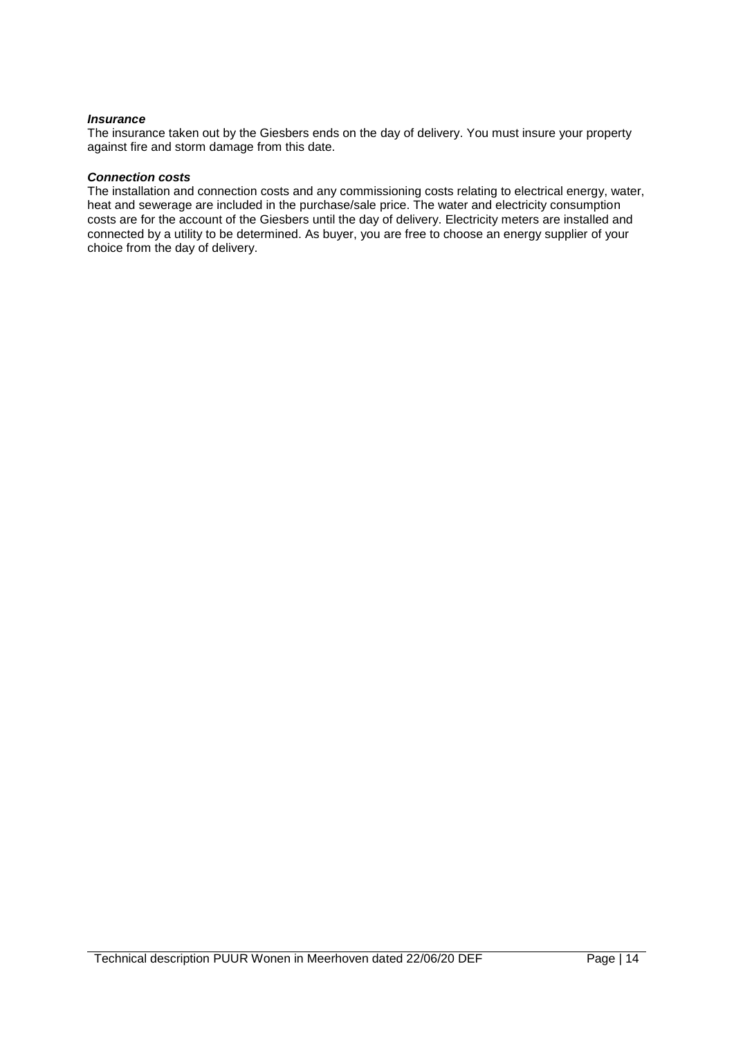***Insurance***

The insurance taken out by the Giesbers ends on the day of delivery. You must insure your property against fire and storm damage from this date.

***Connection costs***

The installation and connection costs and any commissioning costs relating to electrical energy, water, heat and sewerage are included in the purchase/sale price. The water and electricity consumption costs are for the account of the Giesbers until the day of delivery. Electricity meters are installed and connected by a utility to be determined. As buyer, you are free to choose an energy supplier of your choice from the day of delivery.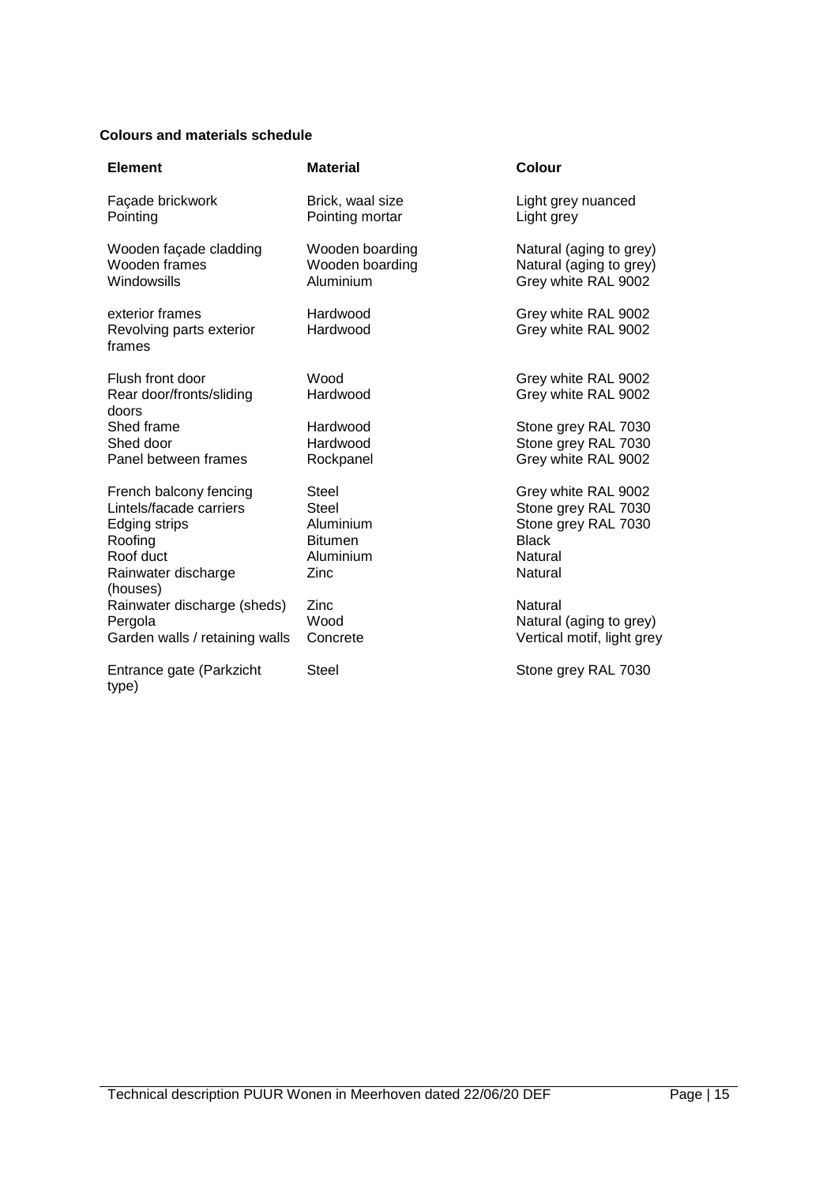**Colours and materials schedule**

| Element | Material | Colour |
|---|---|---|
| Façade brickwork | Brick, waal size | Light grey nuanced |
| Pointing | Pointing mortar | Light grey |
| Wooden façade cladding | Wooden boarding | Natural (aging to grey) |
| Wooden frames | Wooden boarding | Natural (aging to grey) |
| Windowsills | Aluminium | Grey white RAL 9002 |
| exterior frames | Hardwood | Grey white RAL 9002 |
| Revolving parts exterior frames | Hardwood | Grey white RAL 9002 |
| Flush front door | Wood | Grey white RAL 9002 |
| Rear door/fronts/sliding doors | Hardwood | Grey white RAL 9002 |
| Shed frame | Hardwood | Stone grey RAL 7030 |
| Shed door | Hardwood | Stone grey RAL 7030 |
| Panel between frames | Rockpanel | Grey white RAL 9002 |
| French balcony fencing | Steel | Grey white RAL 9002 |
| Lintels/facade carriers | Steel | Stone grey RAL 7030 |
| Edging strips | Aluminium | Stone grey RAL 7030 |
| Roofing | Bitumen | Black |
| Roof duct | Aluminium | Natural |
| Rainwater discharge (houses) | Zinc | Natural |
| Rainwater discharge (sheds) | Zinc | Natural |
| Pergola | Wood | Natural (aging to grey) |
| Garden walls / retaining walls | Concrete | Vertical motif, light grey |
| Entrance gate (Parkzicht type) | Steel | Stone grey RAL 7030 |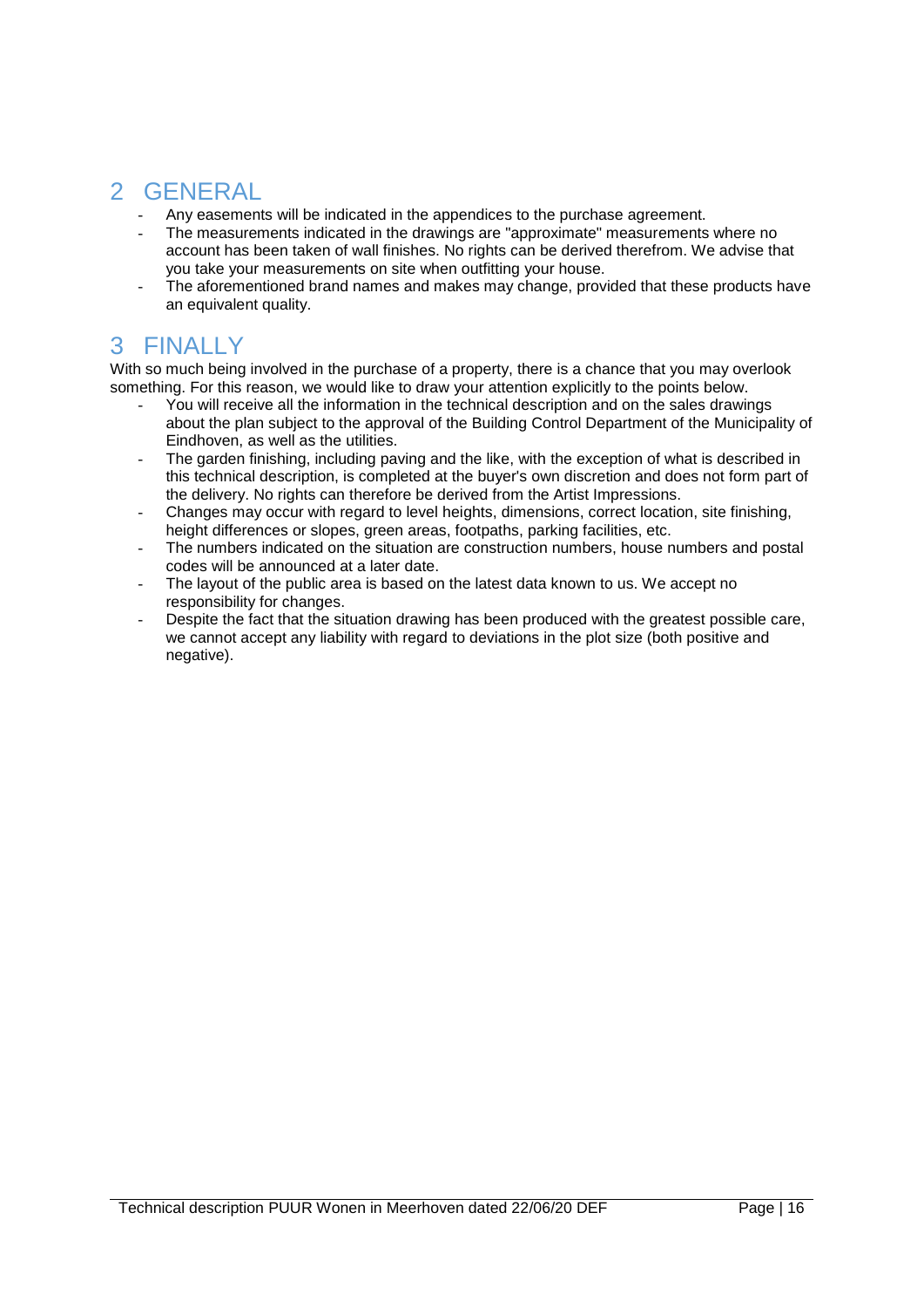## 2 GENERAL

- Any easements will be indicated in the appendices to the purchase agreement.
- The measurements indicated in the drawings are "approximate" measurements where no account has been taken of wall finishes. No rights can be derived therefrom. We advise that you take your measurements on site when outfitting your house.
- The aforementioned brand names and makes may change, provided that these products have an equivalent quality.

## 3 FINALLY

With so much being involved in the purchase of a property, there is a chance that you may overlook something. For this reason, we would like to draw your attention explicitly to the points below.

- You will receive all the information in the technical description and on the sales drawings about the plan subject to the approval of the Building Control Department of the Municipality of Eindhoven, as well as the utilities.
- The garden finishing, including paving and the like, with the exception of what is described in this technical description, is completed at the buyer's own discretion and does not form part of the delivery. No rights can therefore be derived from the Artist Impressions.
- Changes may occur with regard to level heights, dimensions, correct location, site finishing, height differences or slopes, green areas, footpaths, parking facilities, etc.
- The numbers indicated on the situation are construction numbers, house numbers and postal codes will be announced at a later date.
- The layout of the public area is based on the latest data known to us. We accept no responsibility for changes.
- Despite the fact that the situation drawing has been produced with the greatest possible care, we cannot accept any liability with regard to deviations in the plot size (both positive and negative).